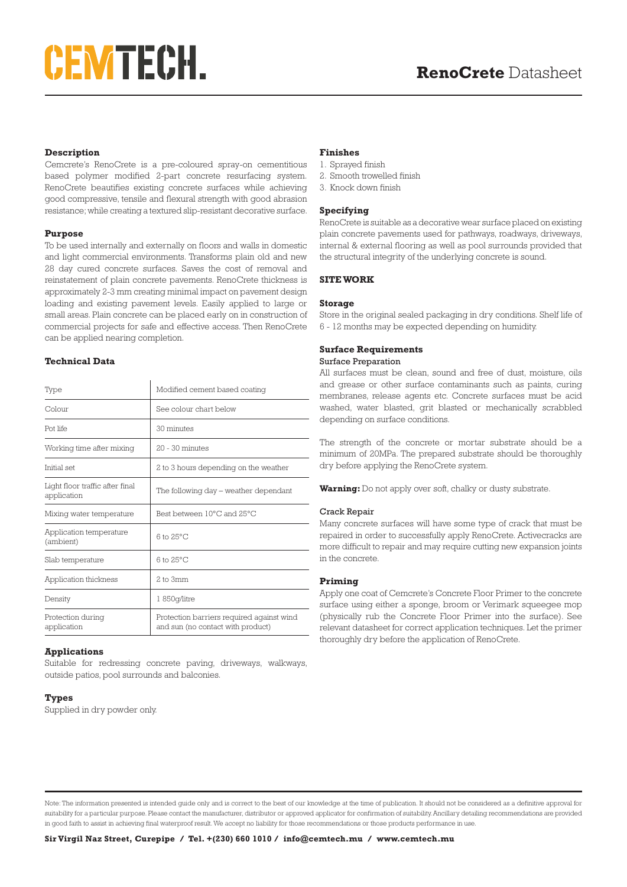# CEMTECH.

# **RenoCrete** Datasheet

### Description

Cemcrete's RenoCrete is a pre-coloured spray-on cementitious based polymer modified 2-part concrete resurfacing system. RenoCrete beautifies existing concrete surfaces while achieving good compressive, tensile and flexural strength with good abrasion resistance; while creating a textured slip-resistant decorative surface.

### Purpose

To be used internally and externally on floors and walls in domestic and light commercial environments. Transforms plain old and new 28 day cured concrete surfaces. Saves the cost of removal and reinstatement of plain concrete pavements. RenoCrete thickness is approximately 2-3 mm creating minimal impact on pavement design loading and existing pavement levels. Easily applied to large or small areas. Plain concrete can be placed early on in construction of commercial projects for safe and effective access. Then RenoCrete can be applied nearing completion.

### Technical Data

| | |
|---|---|
| Type | Modified cement based coating |
| Colour | See colour chart below |
| Pot life | 30 minutes |
| Working time after mixing | 20 - 30 minutes |
| Initial set | 2 to 3 hours depending on the weather |
| Light floor traffic after final application | The following day – weather dependant |
| Mixing water temperature | Best between 10°C and 25°C |
| Application temperature (ambient) | 6 to 25°C |
| Slab temperature | 6 to 25°C |
| Application thickness | 2 to 3mm |
| Density | 1 850g/litre |
| Protection during application | Protection barriers required against wind and sun (no contact with product) |

### Applications

Suitable for redressing concrete paving, driveways, walkways, outside patios, pool surrounds and balconies.

### Types

Supplied in dry powder only.

### Finishes

1. Sprayed finish
2. Smooth trowelled finish
3. Knock down finish

### Specifying

RenoCrete is suitable as a decorative wear surface placed on existing plain concrete pavements used for pathways, roadways, driveways, internal & external flooring as well as pool surrounds provided that the structural integrity of the underlying concrete is sound.

## SITE WORK

### Storage

Store in the original sealed packaging in dry conditions. Shelf life of 6 - 12 months may be expected depending on humidity.

### Surface Requirements

#### Surface Preparation

All surfaces must be clean, sound and free of dust, moisture, oils and grease or other surface contaminants such as paints, curing membranes, release agents etc. Concrete surfaces must be acid washed, water blasted, grit blasted or mechanically scrabbled depending on surface conditions.

The strength of the concrete or mortar substrate should be a minimum of 20MPa. The prepared substrate should be thoroughly dry before applying the RenoCrete system.

**Warning:** Do not apply over soft, chalky or dusty substrate.

#### Crack Repair

Many concrete surfaces will have some type of crack that must be repaired in order to successfully apply RenoCrete. Activecracks are more difficult to repair and may require cutting new expansion joints in the concrete.

### Priming

Apply one coat of Cemcrete's Concrete Floor Primer to the concrete surface using either a sponge, broom or Verimark squeegee mop (physically rub the Concrete Floor Primer into the surface). See relevant datasheet for correct application techniques. Let the primer thoroughly dry before the application of RenoCrete.

Note: The information presented is intended guide only and is correct to the best of our knowledge at the time of publication. It should not be considered as a definitive approval for suitability for a particular purpose. Please contact the manufacturer, distributor or approved applicator for confirmation of suitability. Ancillary detailing recommendations are provided in good faith to assist in achieving final waterproof result. We accept no liability for those recommendations or those products performance in use.

**Sir Virgil Naz Street, Curepipe / Tel. +(230) 660 1010 / info@cemtech.mu / www.cemtech.mu**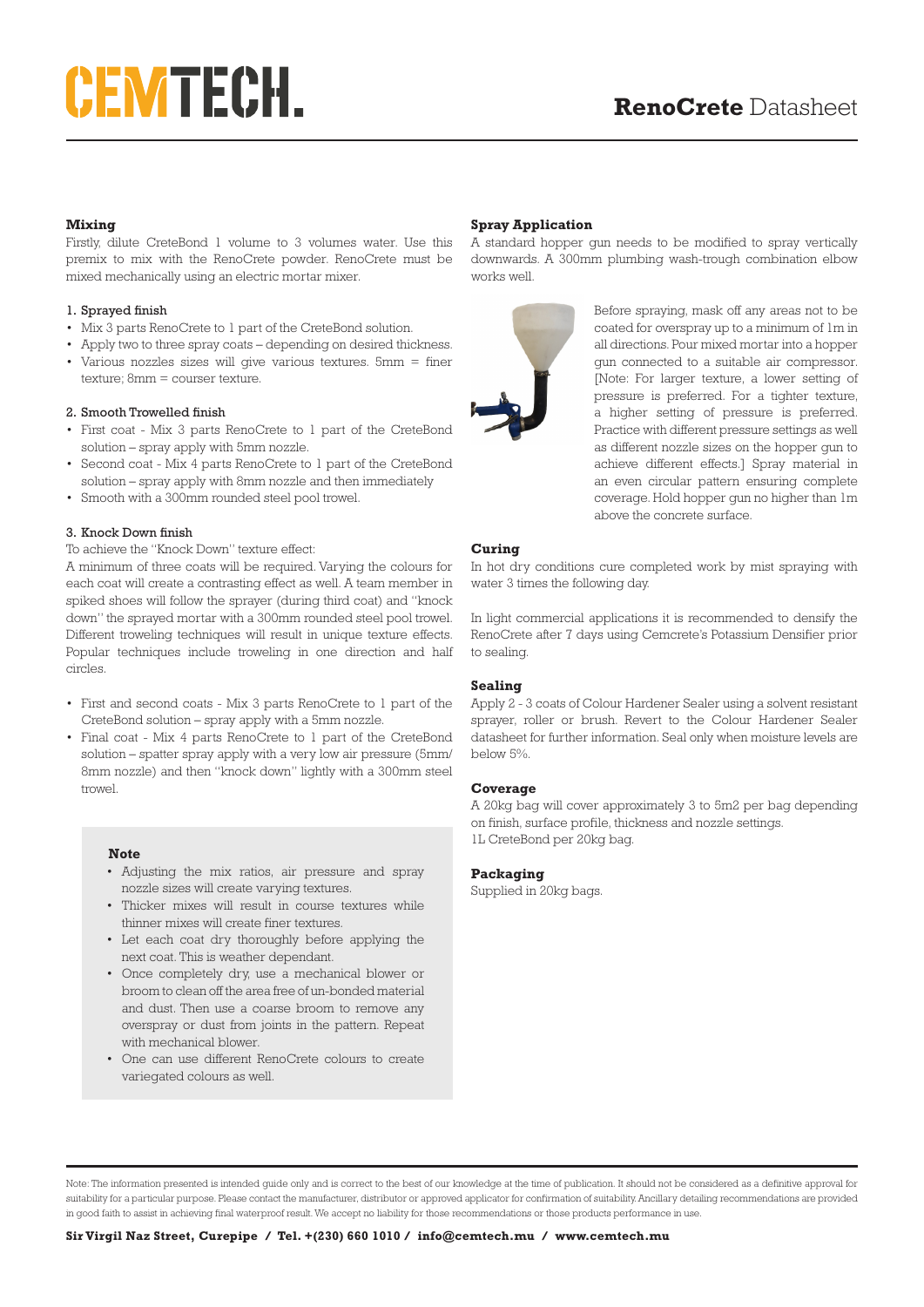# RenoCrete Datasheet

### Mixing

Firstly, dilute CreteBond 1 volume to 3 volumes water. Use this premix to mix with the RenoCrete powder. RenoCrete must be mixed mechanically using an electric mortar mixer.

#### 1. Sprayed finish

- Mix 3 parts RenoCrete to 1 part of the CreteBond solution.
- Apply two to three spray coats – depending on desired thickness.
- Various nozzles sizes will give various textures. 5mm = finer texture; 8mm = courser texture.

#### 2. Smooth Trowelled finish

- First coat - Mix 3 parts RenoCrete to 1 part of the CreteBond solution – spray apply with 5mm nozzle.
- Second coat - Mix 4 parts RenoCrete to 1 part of the CreteBond solution – spray apply with 8mm nozzle and then immediately
- Smooth with a 300mm rounded steel pool trowel.

#### 3. Knock Down finish

To achieve the "Knock Down" texture effect:

A minimum of three coats will be required. Varying the colours for each coat will create a contrasting effect as well. A team member in spiked shoes will follow the sprayer (during third coat) and "knock down" the sprayed mortar with a 300mm rounded steel pool trowel. Different troweling techniques will result in unique texture effects. Popular techniques include troweling in one direction and half circles.

- First and second coats - Mix 3 parts RenoCrete to 1 part of the CreteBond solution – spray apply with a 5mm nozzle.
- Final coat - Mix 4 parts RenoCrete to 1 part of the CreteBond solution – spatter spray apply with a very low air pressure (5mm/ 8mm nozzle) and then "knock down" lightly with a 300mm steel trowel.

#### Note

- Adjusting the mix ratios, air pressure and spray nozzle sizes will create varying textures.
- Thicker mixes will result in course textures while thinner mixes will create finer textures.
- Let each coat dry thoroughly before applying the next coat. This is weather dependant.
- Once completely dry, use a mechanical blower or broom to clean off the area free of un-bonded material and dust. Then use a coarse broom to remove any overspray or dust from joints in the pattern. Repeat with mechanical blower.
- One can use different RenoCrete colours to create variegated colours as well.

### Spray Application

A standard hopper gun needs to be modified to spray vertically downwards. A 300mm plumbing wash-trough combination elbow works well.

Before spraying, mask off any areas not to be coated for overspray up to a minimum of 1m in all directions. Pour mixed mortar into a hopper gun connected to a suitable air compressor. [Note: For larger texture, a lower setting of pressure is preferred. For a tighter texture, a higher setting of pressure is preferred. Practice with different pressure settings as well as different nozzle sizes on the hopper gun to achieve different effects.] Spray material in an even circular pattern ensuring complete coverage. Hold hopper gun no higher than 1m above the concrete surface.

### Curing

In hot dry conditions cure completed work by mist spraying with water 3 times the following day.

In light commercial applications it is recommended to densify the RenoCrete after 7 days using Cemcrete's Potassium Densifier prior to sealing.

### Sealing

Apply 2 - 3 coats of Colour Hardener Sealer using a solvent resistant sprayer, roller or brush. Revert to the Colour Hardener Sealer datasheet for further information. Seal only when moisture levels are below 5%.

### Coverage

A 20kg bag will cover approximately 3 to 5m2 per bag depending on finish, surface profile, thickness and nozzle settings.
1L CreteBond per 20kg bag.

### Packaging

Supplied in 20kg bags.

Note: The information presented is intended guide only and is correct to the best of our knowledge at the time of publication. It should not be considered as a definitive approval for suitability for a particular purpose. Please contact the manufacturer, distributor or approved applicator for confirmation of suitability. Ancillary detailing recommendations are provided in good faith to assist in achieving final waterproof result. We accept no liability for those recommendations or those products performance in use.

**Sir Virgil Naz Street, Curepipe / Tel. +(230) 660 1010 / info@cemtech.mu / www.cemtech.mu**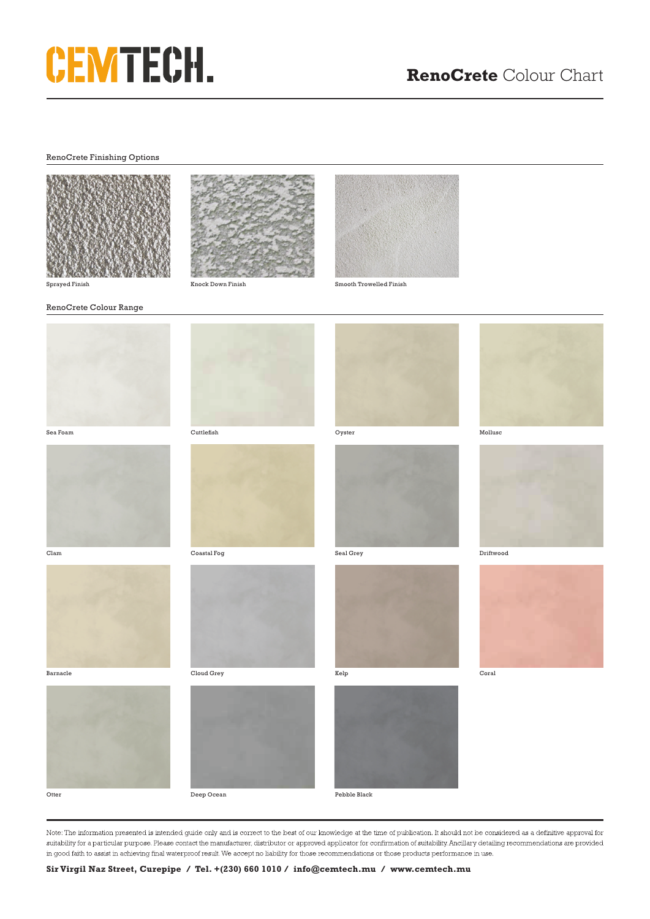# CEMTECH.

## **RenoCrete** Colour Chart

### RenoCrete Finishing Options

Sprayed Finish

Knock Down Finish

Smooth Trowelled Finish

### RenoCrete Colour Range

Sea Foam

Cuttlefish

Oyster

Mollusc

Clam

Coastal Fog

Seal Grey

Driftwood

Barnacle

Cloud Grey

Kelp

Coral

Otter

Deep Ocean

Pebble Black

Note: The information presented is intended guide only and is correct to the best of our knowledge at the time of publication. It should not be considered as a definitive approval for suitability for a particular purpose. Please contact the manufacturer, distributor or approved applicator for confirmation of suitability. Ancillary detailing recommendations are provided in good faith to assist in achieving final waterproof result. We accept no liability for those recommendations or those products performance in use.

**Sir Virgil Naz Street, Curepipe / Tel. +(230) 660 1010 / info@cemtech.mu / www.cemtech.mu**